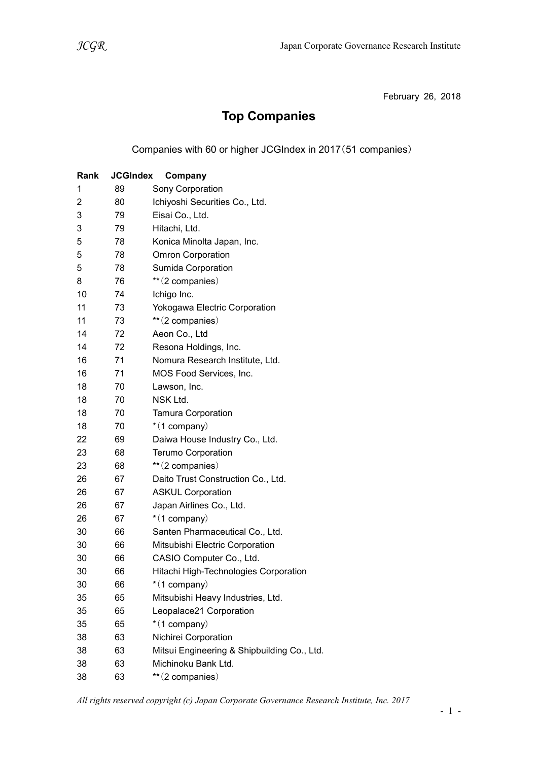February 26, 2018

# Top Companies

Companies with 60 or higher JCGIndex in 2017（51 companies）

| Rank | JCGIndex | Company |
|---|---|---|
| 1 | 89 | Sony Corporation |
| 2 | 80 | Ichiyoshi Securities Co., Ltd. |
| 3 | 79 | Eisai Co., Ltd. |
| 3 | 79 | Hitachi, Ltd. |
| 5 | 78 | Konica Minolta Japan, Inc. |
| 5 | 78 | Omron Corporation |
| 5 | 78 | Sumida Corporation |
| 8 | 76 | **（2 companies） |
| 10 | 74 | Ichigo Inc. |
| 11 | 73 | Yokogawa Electric Corporation |
| 11 | 73 | **（2 companies） |
| 14 | 72 | Aeon Co., Ltd |
| 14 | 72 | Resona Holdings, Inc. |
| 16 | 71 | Nomura Research Institute, Ltd. |
| 16 | 71 | MOS Food Services, Inc. |
| 18 | 70 | Lawson, Inc. |
| 18 | 70 | NSK Ltd. |
| 18 | 70 | Tamura Corporation |
| 18 | 70 | *（1 company） |
| 22 | 69 | Daiwa House Industry Co., Ltd. |
| 23 | 68 | Terumo Corporation |
| 23 | 68 | **（2 companies） |
| 26 | 67 | Daito Trust Construction Co., Ltd. |
| 26 | 67 | ASKUL Corporation |
| 26 | 67 | Japan Airlines Co., Ltd. |
| 26 | 67 | *（1 company） |
| 30 | 66 | Santen Pharmaceutical Co., Ltd. |
| 30 | 66 | Mitsubishi Electric Corporation |
| 30 | 66 | CASIO Computer Co., Ltd. |
| 30 | 66 | Hitachi High-Technologies Corporation |
| 30 | 66 | *（1 company） |
| 35 | 65 | Mitsubishi Heavy Industries, Ltd. |
| 35 | 65 | Leopalace21 Corporation |
| 35 | 65 | *（1 company） |
| 38 | 63 | Nichirei Corporation |
| 38 | 63 | Mitsui Engineering & Shipbuilding Co., Ltd. |
| 38 | 63 | Michinoku Bank Ltd. |
| 38 | 63 | **（2 companies） |

*All rights reserved copyright (c) Japan Corporate Governance Research Institute, Inc. 2017*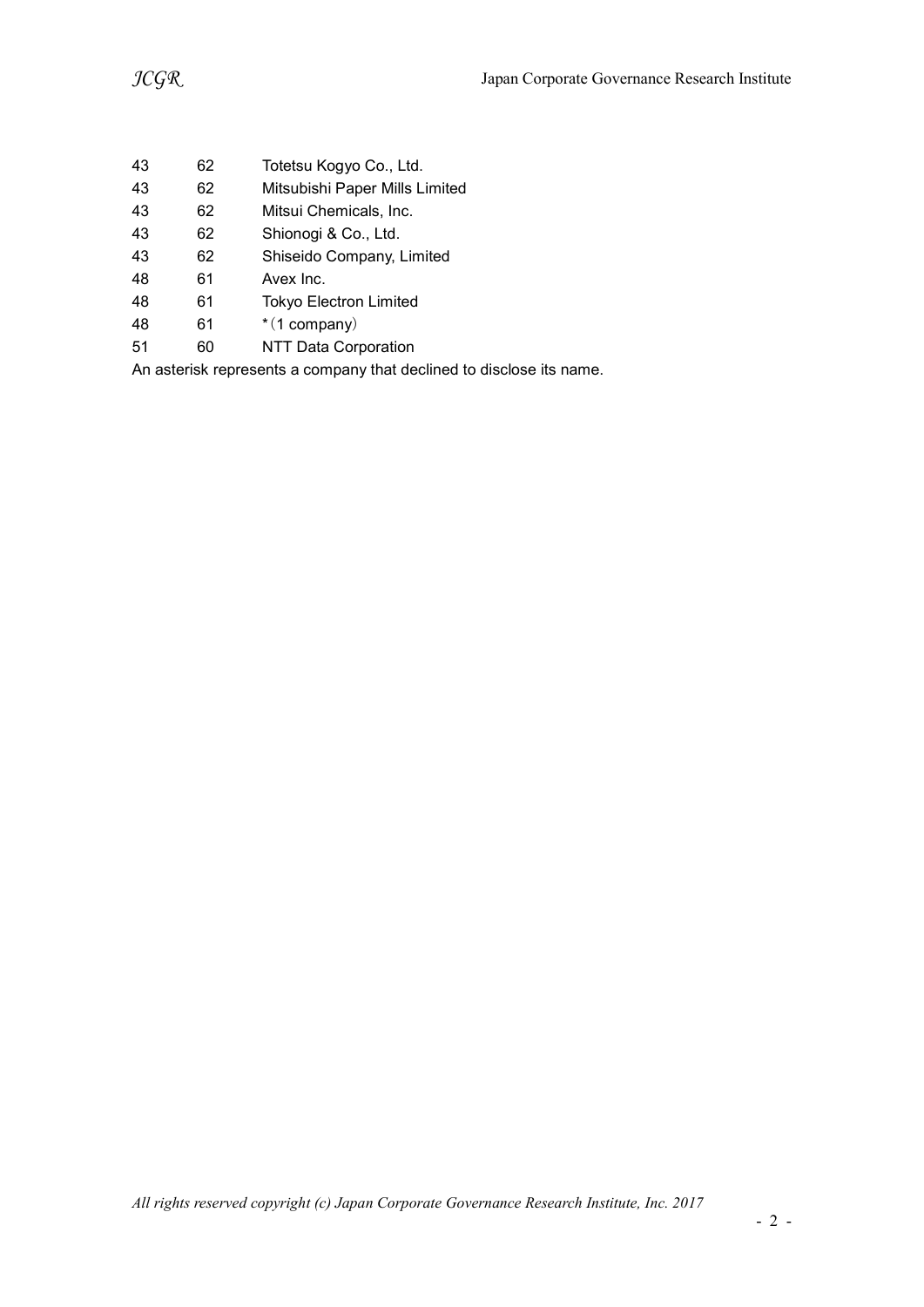| | | |
|---|---|---|
| 43 | 62 | Totetsu Kogyo Co., Ltd. |
| 43 | 62 | Mitsubishi Paper Mills Limited |
| 43 | 62 | Mitsui Chemicals, Inc. |
| 43 | 62 | Shionogi & Co., Ltd. |
| 43 | 62 | Shiseido Company, Limited |
| 48 | 61 | Avex Inc. |
| 48 | 61 | Tokyo Electron Limited |
| 48 | 61 | *（1 company） |
| 51 | 60 | NTT Data Corporation |

An asterisk represents a company that declined to disclose its name.